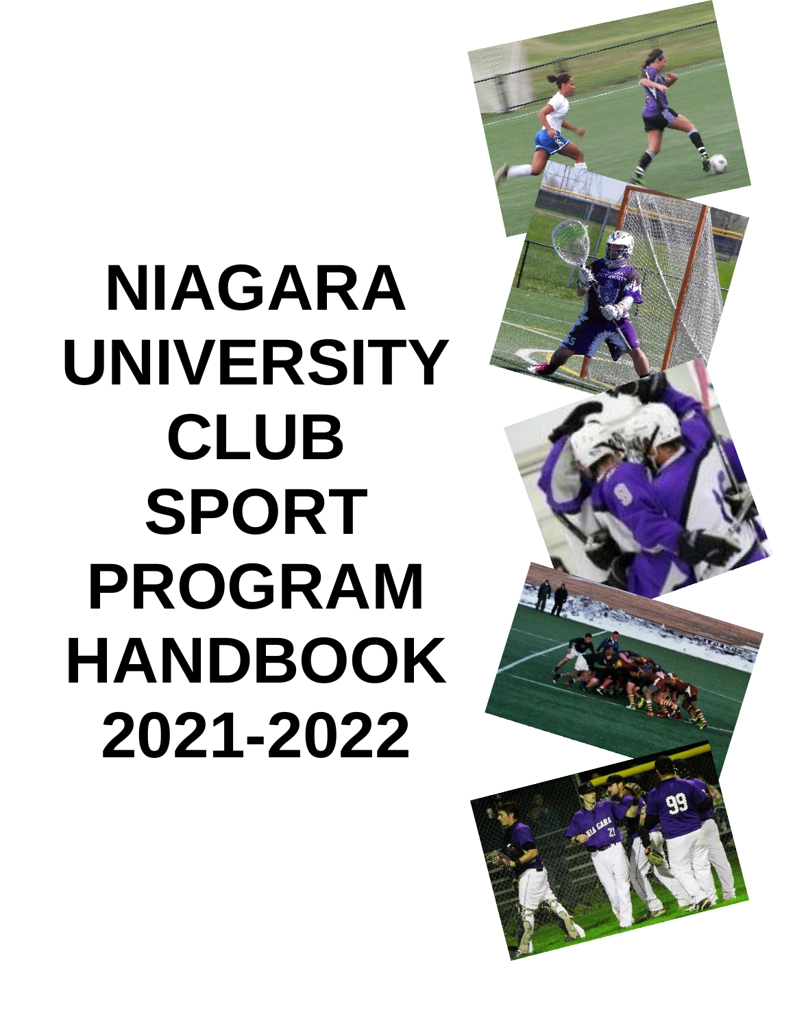# NIAGARA UNIVERSITY CLUB SPORT PROGRAM HANDBOOK 2021-2022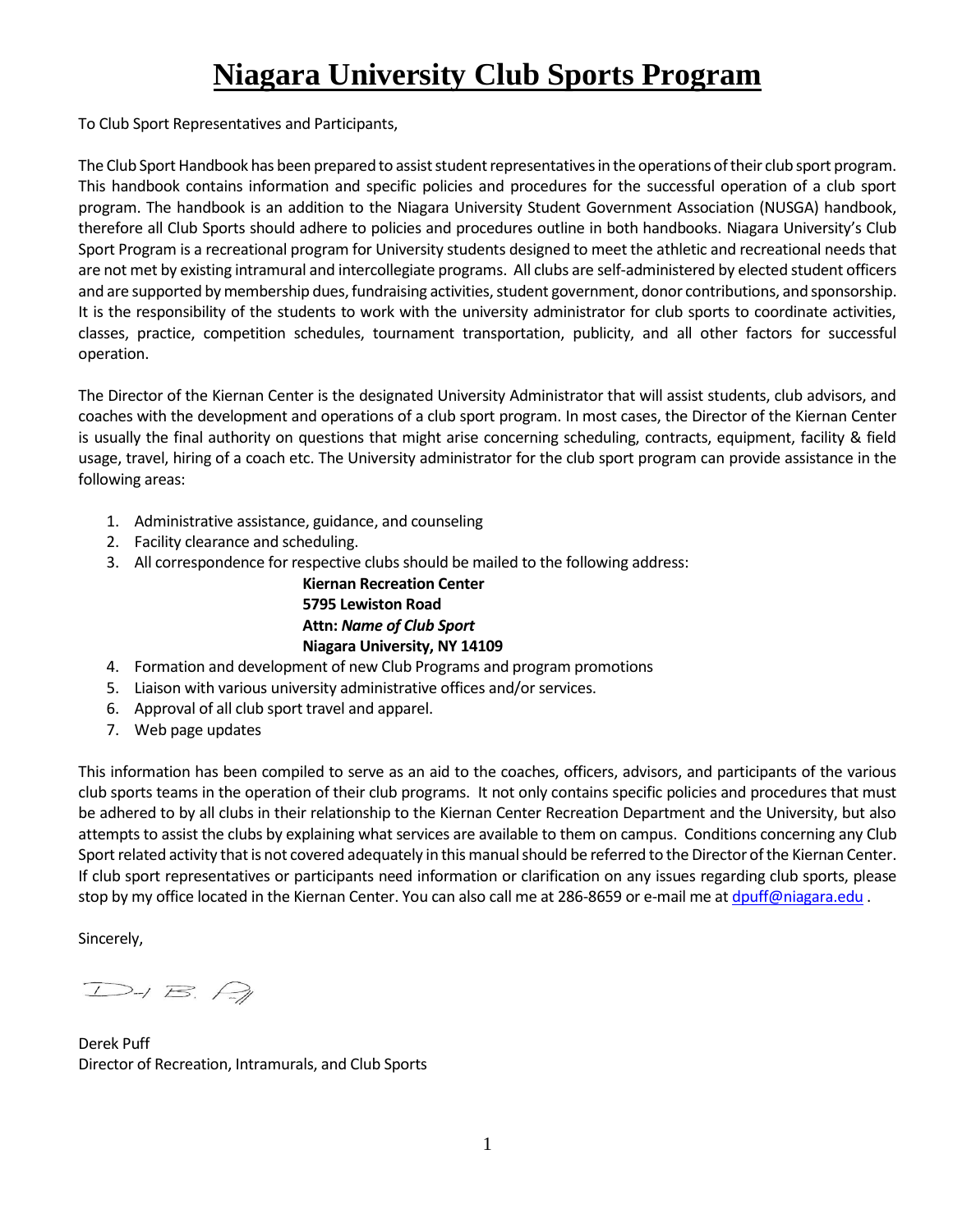# Niagara University Club Sports Program

To Club Sport Representatives and Participants,

The Club Sport Handbook has been prepared to assist student representatives in the operations of their club sport program. This handbook contains information and specific policies and procedures for the successful operation of a club sport program. The handbook is an addition to the Niagara University Student Government Association (NUSGA) handbook, therefore all Club Sports should adhere to policies and procedures outline in both handbooks. Niagara University's Club Sport Program is a recreational program for University students designed to meet the athletic and recreational needs that are not met by existing intramural and intercollegiate programs. All clubs are self-administered by elected student officers and are supported by membership dues, fundraising activities, student government, donor contributions, and sponsorship. It is the responsibility of the students to work with the university administrator for club sports to coordinate activities, classes, practice, competition schedules, tournament transportation, publicity, and all other factors for successful operation.

The Director of the Kiernan Center is the designated University Administrator that will assist students, club advisors, and coaches with the development and operations of a club sport program. In most cases, the Director of the Kiernan Center is usually the final authority on questions that might arise concerning scheduling, contracts, equipment, facility & field usage, travel, hiring of a coach etc. The University administrator for the club sport program can provide assistance in the following areas:

1. Administrative assistance, guidance, and counseling
2. Facility clearance and scheduling.
3. All correspondence for respective clubs should be mailed to the following address:

   **Kiernan Recreation Center**
   **5795 Lewiston Road**
   **Attn: *Name of Club Sport***
   **Niagara University, NY 14109**
4. Formation and development of new Club Programs and program promotions
5. Liaison with various university administrative offices and/or services.
6. Approval of all club sport travel and apparel.
7. Web page updates

This information has been compiled to serve as an aid to the coaches, officers, advisors, and participants of the various club sports teams in the operation of their club programs. It not only contains specific policies and procedures that must be adhered to by all clubs in their relationship to the Kiernan Center Recreation Department and the University, but also attempts to assist the clubs by explaining what services are available to them on campus. Conditions concerning any Club Sport related activity that is not covered adequately in this manual should be referred to the Director of the Kiernan Center. If club sport representatives or participants need information or clarification on any issues regarding club sports, please stop by my office located in the Kiernan Center. You can also call me at 286-8659 or e-mail me at dpuff@niagara.edu .

Sincerely,

Derek Puff
Director of Recreation, Intramurals, and Club Sports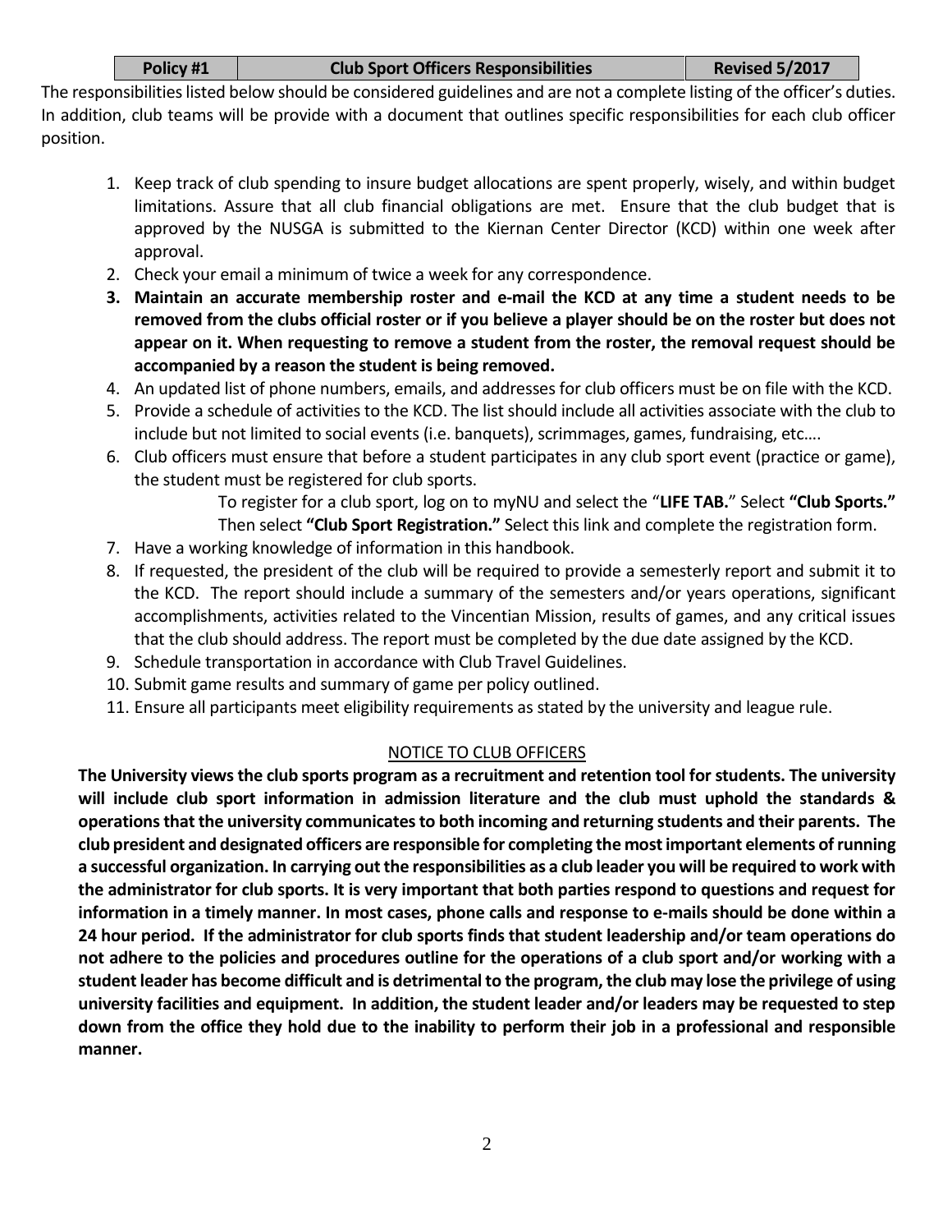| Policy #1 | Club Sport Officers Responsibilities | Revised 5/2017 |
|---|---|---|

The responsibilities listed below should be considered guidelines and are not a complete listing of the officer's duties. In addition, club teams will be provide with a document that outlines specific responsibilities for each club officer position.

1. Keep track of club spending to insure budget allocations are spent properly, wisely, and within budget limitations. Assure that all club financial obligations are met. Ensure that the club budget that is approved by the NUSGA is submitted to the Kiernan Center Director (KCD) within one week after approval.
2. Check your email a minimum of twice a week for any correspondence.
3. **Maintain an accurate membership roster and e-mail the KCD at any time a student needs to be removed from the clubs official roster or if you believe a player should be on the roster but does not appear on it. When requesting to remove a student from the roster, the removal request should be accompanied by a reason the student is being removed.**
4. An updated list of phone numbers, emails, and addresses for club officers must be on file with the KCD.
5. Provide a schedule of activities to the KCD. The list should include all activities associate with the club to include but not limited to social events (i.e. banquets), scrimmages, games, fundraising, etc….
6. Club officers must ensure that before a student participates in any club sport event (practice or game), the student must be registered for club sports.

   To register for a club sport, log on to myNU and select the "**LIFE TAB.**" Select **"Club Sports."** Then select **"Club Sport Registration."** Select this link and complete the registration form.
7. Have a working knowledge of information in this handbook.
8. If requested, the president of the club will be required to provide a semesterly report and submit it to the KCD. The report should include a summary of the semesters and/or years operations, significant accomplishments, activities related to the Vincentian Mission, results of games, and any critical issues that the club should address. The report must be completed by the due date assigned by the KCD.
9. Schedule transportation in accordance with Club Travel Guidelines.
10. Submit game results and summary of game per policy outlined.
11. Ensure all participants meet eligibility requirements as stated by the university and league rule.

## NOTICE TO CLUB OFFICERS

**The University views the club sports program as a recruitment and retention tool for students. The university will include club sport information in admission literature and the club must uphold the standards & operations that the university communicates to both incoming and returning students and their parents. The club president and designated officers are responsible for completing the most important elements of running a successful organization. In carrying out the responsibilities as a club leader you will be required to work with the administrator for club sports. It is very important that both parties respond to questions and request for information in a timely manner. In most cases, phone calls and response to e-mails should be done within a 24 hour period. If the administrator for club sports finds that student leadership and/or team operations do not adhere to the policies and procedures outline for the operations of a club sport and/or working with a student leader has become difficult and is detrimental to the program, the club may lose the privilege of using university facilities and equipment. In addition, the student leader and/or leaders may be requested to step down from the office they hold due to the inability to perform their job in a professional and responsible manner.**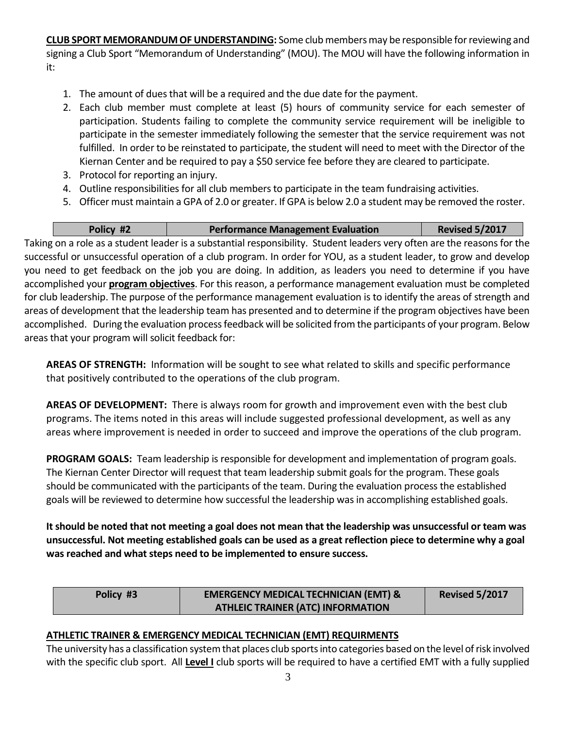**CLUB SPORT MEMORANDUM OF UNDERSTANDING:** Some club members may be responsible for reviewing and signing a Club Sport "Memorandum of Understanding" (MOU). The MOU will have the following information in it:

1. The amount of dues that will be a required and the due date for the payment.
2. Each club member must complete at least (5) hours of community service for each semester of participation. Students failing to complete the community service requirement will be ineligible to participate in the semester immediately following the semester that the service requirement was not fulfilled. In order to be reinstated to participate, the student will need to meet with the Director of the Kiernan Center and be required to pay a $50 service fee before they are cleared to participate.
3. Protocol for reporting an injury.
4. Outline responsibilities for all club members to participate in the team fundraising activities.
5. Officer must maintain a GPA of 2.0 or greater. If GPA is below 2.0 a student may be removed the roster.

| Policy #2 | Performance Management Evaluation | Revised 5/2017 |
|---|---|---|

Taking on a role as a student leader is a substantial responsibility. Student leaders very often are the reasons for the successful or unsuccessful operation of a club program. In order for YOU, as a student leader, to grow and develop you need to get feedback on the job you are doing. In addition, as leaders you need to determine if you have accomplished your **program objectives**. For this reason, a performance management evaluation must be completed for club leadership. The purpose of the performance management evaluation is to identify the areas of strength and areas of development that the leadership team has presented and to determine if the program objectives have been accomplished. During the evaluation process feedback will be solicited from the participants of your program. Below areas that your program will solicit feedback for:

**AREAS OF STRENGTH:** Information will be sought to see what related to skills and specific performance that positively contributed to the operations of the club program.

**AREAS OF DEVELOPMENT:** There is always room for growth and improvement even with the best club programs. The items noted in this areas will include suggested professional development, as well as any areas where improvement is needed in order to succeed and improve the operations of the club program.

**PROGRAM GOALS:** Team leadership is responsible for development and implementation of program goals. The Kiernan Center Director will request that team leadership submit goals for the program. These goals should be communicated with the participants of the team. During the evaluation process the established goals will be reviewed to determine how successful the leadership was in accomplishing established goals.

**It should be noted that not meeting a goal does not mean that the leadership was unsuccessful or team was unsuccessful. Not meeting established goals can be used as a great reflection piece to determine why a goal was reached and what steps need to be implemented to ensure success.**

| Policy #3 | EMERGENCY MEDICAL TECHNICIAN (EMT) & ATHLEIC TRAINER (ATC) INFORMATION | Revised 5/2017 |
|---|---|---|

**ATHLETIC TRAINER & EMERGENCY MEDICAL TECHNICIAN (EMT) REQUIRMENTS**

The university has a classification system that places club sports into categories based on the level of risk involved with the specific club sport. All **Level I** club sports will be required to have a certified EMT with a fully supplied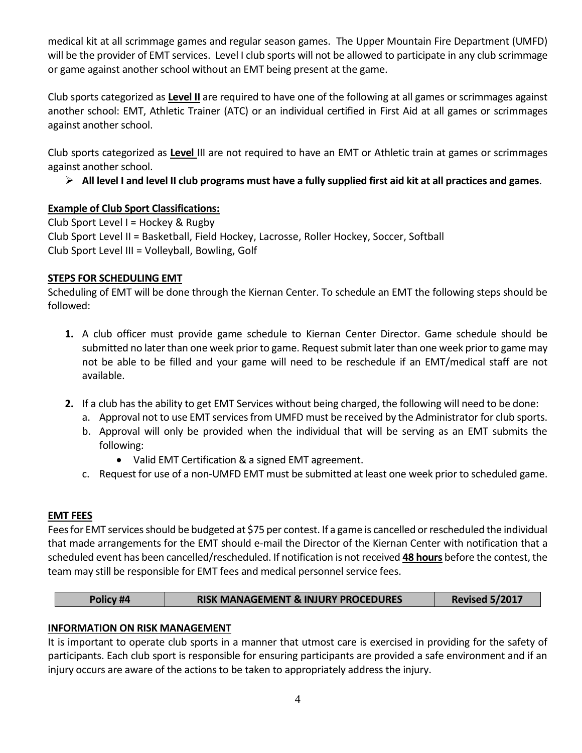medical kit at all scrimmage games and regular season games. The Upper Mountain Fire Department (UMFD) will be the provider of EMT services. Level I club sports will not be allowed to participate in any club scrimmage or game against another school without an EMT being present at the game.

Club sports categorized as **Level II** are required to have one of the following at all games or scrimmages against another school: EMT, Athletic Trainer (ATC) or an individual certified in First Aid at all games or scrimmages against another school.

Club sports categorized as **Level** III are not required to have an EMT or Athletic train at games or scrimmages against another school.

- **All level I and level II club programs must have a fully supplied first aid kit at all practices and games**.

**Example of Club Sport Classifications:**

Club Sport Level I = Hockey & Rugby
Club Sport Level II = Basketball, Field Hockey, Lacrosse, Roller Hockey, Soccer, Softball
Club Sport Level III = Volleyball, Bowling, Golf

**STEPS FOR SCHEDULING EMT**

Scheduling of EMT will be done through the Kiernan Center. To schedule an EMT the following steps should be followed:

1. A club officer must provide game schedule to Kiernan Center Director. Game schedule should be submitted no later than one week prior to game. Request submit later than one week prior to game may not be able to be filled and your game will need to be reschedule if an EMT/medical staff are not available.

2. If a club has the ability to get EMT Services without being charged, the following will need to be done:
   a. Approval not to use EMT services from UMFD must be received by the Administrator for club sports.
   b. Approval will only be provided when the individual that will be serving as an EMT submits the following:
      - Valid EMT Certification & a signed EMT agreement.
   c. Request for use of a non-UMFD EMT must be submitted at least one week prior to scheduled game.

**EMT FEES**

Fees for EMT services should be budgeted at $75 per contest. If a game is cancelled or rescheduled the individual that made arrangements for the EMT should e-mail the Director of the Kiernan Center with notification that a scheduled event has been cancelled/rescheduled. If notification is not received **48 hours** before the contest, the team may still be responsible for EMT fees and medical personnel service fees.

| Policy #4 | RISK MANAGEMENT & INJURY PROCEDURES | Revised 5/2017 |
|---|---|---|

**INFORMATION ON RISK MANAGEMENT**

It is important to operate club sports in a manner that utmost care is exercised in providing for the safety of participants. Each club sport is responsible for ensuring participants are provided a safe environment and if an injury occurs are aware of the actions to be taken to appropriately address the injury.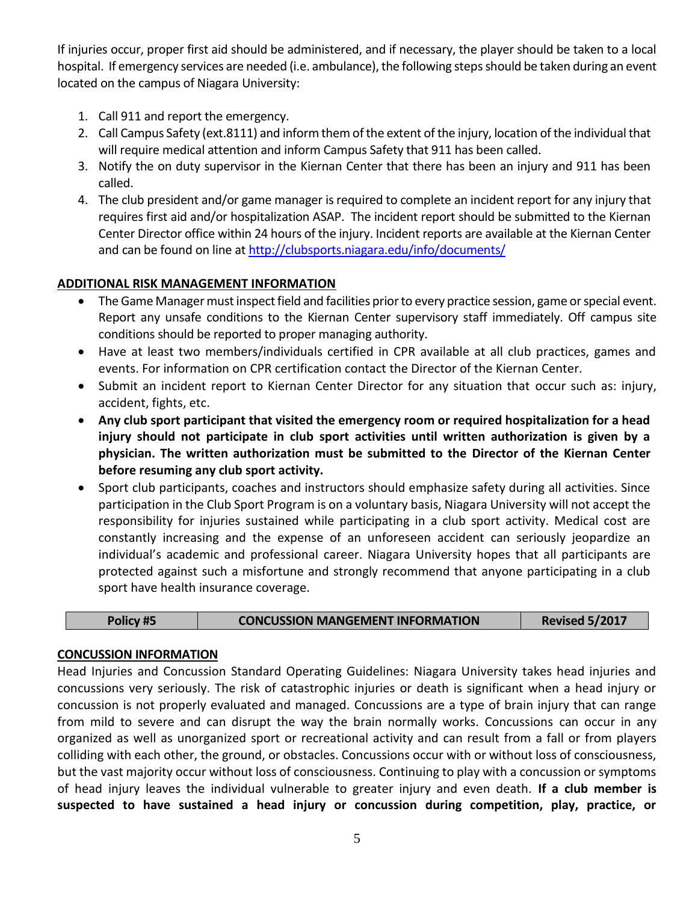If injuries occur, proper first aid should be administered, and if necessary, the player should be taken to a local hospital. If emergency services are needed (i.e. ambulance), the following steps should be taken during an event located on the campus of Niagara University:

1. Call 911 and report the emergency.
2. Call Campus Safety (ext.8111) and inform them of the extent of the injury, location of the individual that will require medical attention and inform Campus Safety that 911 has been called.
3. Notify the on duty supervisor in the Kiernan Center that there has been an injury and 911 has been called.
4. The club president and/or game manager is required to complete an incident report for any injury that requires first aid and/or hospitalization ASAP. The incident report should be submitted to the Kiernan Center Director office within 24 hours of the injury. Incident reports are available at the Kiernan Center and can be found on line at http://clubsports.niagara.edu/info/documents/

**ADDITIONAL RISK MANAGEMENT INFORMATION**

- The Game Manager must inspect field and facilities prior to every practice session, game or special event. Report any unsafe conditions to the Kiernan Center supervisory staff immediately. Off campus site conditions should be reported to proper managing authority.
- Have at least two members/individuals certified in CPR available at all club practices, games and events. For information on CPR certification contact the Director of the Kiernan Center.
- Submit an incident report to Kiernan Center Director for any situation that occur such as: injury, accident, fights, etc.
- **Any club sport participant that visited the emergency room or required hospitalization for a head injury should not participate in club sport activities until written authorization is given by a physician. The written authorization must be submitted to the Director of the Kiernan Center before resuming any club sport activity.**
- Sport club participants, coaches and instructors should emphasize safety during all activities. Since participation in the Club Sport Program is on a voluntary basis, Niagara University will not accept the responsibility for injuries sustained while participating in a club sport activity. Medical cost are constantly increasing and the expense of an unforeseen accident can seriously jeopardize an individual's academic and professional career. Niagara University hopes that all participants are protected against such a misfortune and strongly recommend that anyone participating in a club sport have health insurance coverage.

| Policy #5 | CONCUSSION MANGEMENT INFORMATION | Revised 5/2017 |
|---|---|---|

**CONCUSSION INFORMATION**

Head Injuries and Concussion Standard Operating Guidelines: Niagara University takes head injuries and concussions very seriously. The risk of catastrophic injuries or death is significant when a head injury or concussion is not properly evaluated and managed. Concussions are a type of brain injury that can range from mild to severe and can disrupt the way the brain normally works. Concussions can occur in any organized as well as unorganized sport or recreational activity and can result from a fall or from players colliding with each other, the ground, or obstacles. Concussions occur with or without loss of consciousness, but the vast majority occur without loss of consciousness. Continuing to play with a concussion or symptoms of head injury leaves the individual vulnerable to greater injury and even death. **If a club member is suspected to have sustained a head injury or concussion during competition, play, practice, or**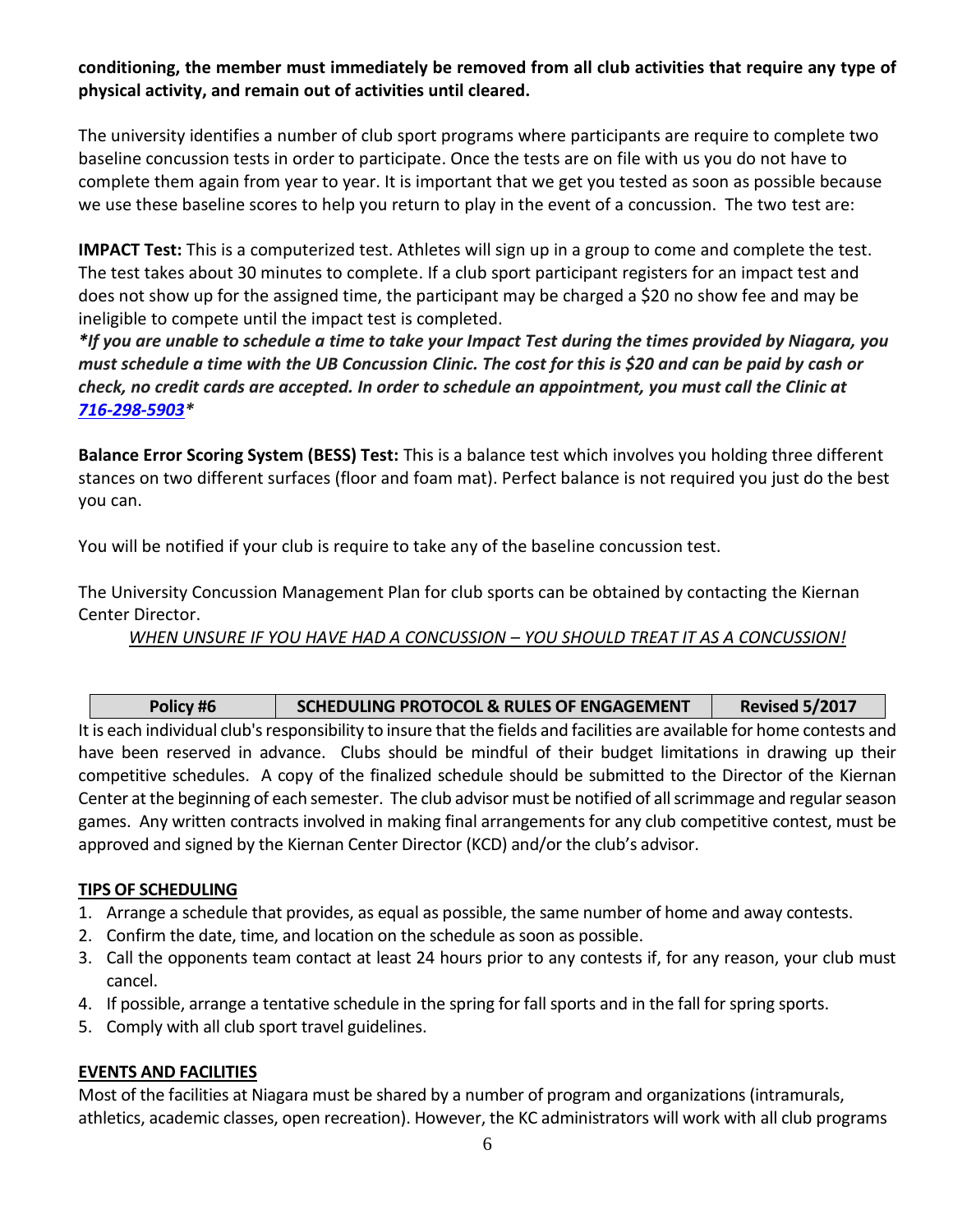**conditioning, the member must immediately be removed from all club activities that require any type of physical activity, and remain out of activities until cleared.**

The university identifies a number of club sport programs where participants are require to complete two baseline concussion tests in order to participate. Once the tests are on file with us you do not have to complete them again from year to year. It is important that we get you tested as soon as possible because we use these baseline scores to help you return to play in the event of a concussion. The two test are:

**IMPACT Test:** This is a computerized test. Athletes will sign up in a group to come and complete the test. The test takes about 30 minutes to complete. If a club sport participant registers for an impact test and does not show up for the assigned time, the participant may be charged a $20 no show fee and may be ineligible to compete until the impact test is completed.

***If you are unable to schedule a time to take your Impact Test during the times provided by Niagara, you must schedule a time with the UB Concussion Clinic. The cost for this is $20 and can be paid by cash or check, no credit cards are accepted. In order to schedule an appointment, you must call the Clinic at 716-298-5903****

**Balance Error Scoring System (BESS) Test:** This is a balance test which involves you holding three different stances on two different surfaces (floor and foam mat). Perfect balance is not required you just do the best you can.

You will be notified if your club is require to take any of the baseline concussion test.

The University Concussion Management Plan for club sports can be obtained by contacting the Kiernan Center Director.

*WHEN UNSURE IF YOU HAVE HAD A CONCUSSION – YOU SHOULD TREAT IT AS A CONCUSSION!*

| Policy #6 | SCHEDULING PROTOCOL & RULES OF ENGAGEMENT | Revised 5/2017 |
|---|---|---|

It is each individual club's responsibility to insure that the fields and facilities are available for home contests and have been reserved in advance. Clubs should be mindful of their budget limitations in drawing up their competitive schedules. A copy of the finalized schedule should be submitted to the Director of the Kiernan Center at the beginning of each semester. The club advisor must be notified of all scrimmage and regular season games. Any written contracts involved in making final arrangements for any club competitive contest, must be approved and signed by the Kiernan Center Director (KCD) and/or the club's advisor.

**TIPS OF SCHEDULING**

1. Arrange a schedule that provides, as equal as possible, the same number of home and away contests.
2. Confirm the date, time, and location on the schedule as soon as possible.
3. Call the opponents team contact at least 24 hours prior to any contests if, for any reason, your club must cancel.
4. If possible, arrange a tentative schedule in the spring for fall sports and in the fall for spring sports.
5. Comply with all club sport travel guidelines.

**EVENTS AND FACILITIES**

Most of the facilities at Niagara must be shared by a number of program and organizations (intramurals, athletics, academic classes, open recreation). However, the KC administrators will work with all club programs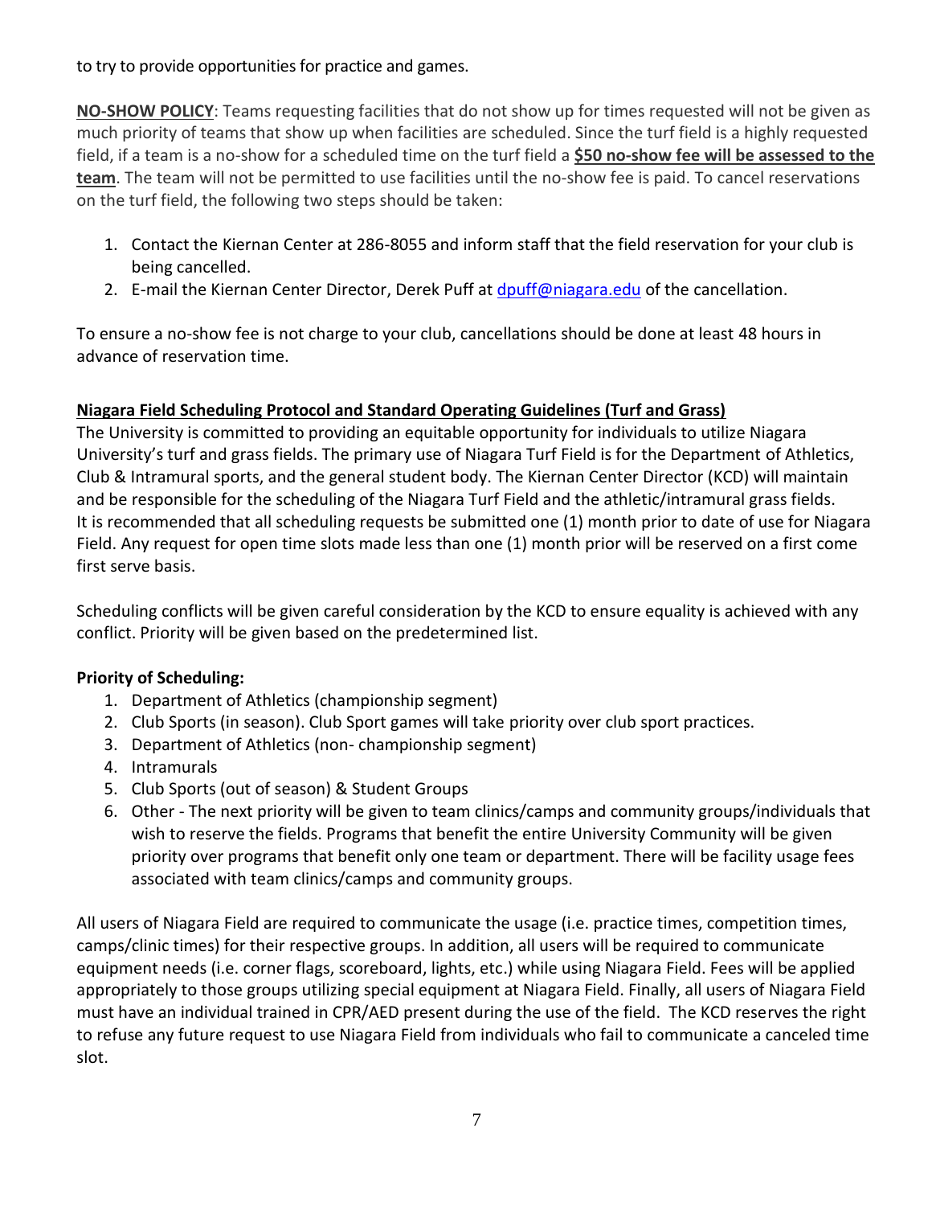to try to provide opportunities for practice and games.

**NO-SHOW POLICY**: Teams requesting facilities that do not show up for times requested will not be given as much priority of teams that show up when facilities are scheduled. Since the turf field is a highly requested field, if a team is a no-show for a scheduled time on the turf field a **$50 no-show fee will be assessed to the team**. The team will not be permitted to use facilities until the no-show fee is paid. To cancel reservations on the turf field, the following two steps should be taken:

1. Contact the Kiernan Center at 286-8055 and inform staff that the field reservation for your club is being cancelled.
2. E-mail the Kiernan Center Director, Derek Puff at dpuff@niagara.edu of the cancellation.

To ensure a no-show fee is not charge to your club, cancellations should be done at least 48 hours in advance of reservation time.

**Niagara Field Scheduling Protocol and Standard Operating Guidelines (Turf and Grass)**

The University is committed to providing an equitable opportunity for individuals to utilize Niagara University's turf and grass fields. The primary use of Niagara Turf Field is for the Department of Athletics, Club & Intramural sports, and the general student body. The Kiernan Center Director (KCD) will maintain and be responsible for the scheduling of the Niagara Turf Field and the athletic/intramural grass fields. It is recommended that all scheduling requests be submitted one (1) month prior to date of use for Niagara Field. Any request for open time slots made less than one (1) month prior will be reserved on a first come first serve basis.

Scheduling conflicts will be given careful consideration by the KCD to ensure equality is achieved with any conflict. Priority will be given based on the predetermined list.

**Priority of Scheduling:**

1. Department of Athletics (championship segment)
2. Club Sports (in season). Club Sport games will take priority over club sport practices.
3. Department of Athletics (non- championship segment)
4. Intramurals
5. Club Sports (out of season) & Student Groups
6. Other - The next priority will be given to team clinics/camps and community groups/individuals that wish to reserve the fields. Programs that benefit the entire University Community will be given priority over programs that benefit only one team or department. There will be facility usage fees associated with team clinics/camps and community groups.

All users of Niagara Field are required to communicate the usage (i.e. practice times, competition times, camps/clinic times) for their respective groups. In addition, all users will be required to communicate equipment needs (i.e. corner flags, scoreboard, lights, etc.) while using Niagara Field. Fees will be applied appropriately to those groups utilizing special equipment at Niagara Field. Finally, all users of Niagara Field must have an individual trained in CPR/AED present during the use of the field. The KCD reserves the right to refuse any future request to use Niagara Field from individuals who fail to communicate a canceled time slot.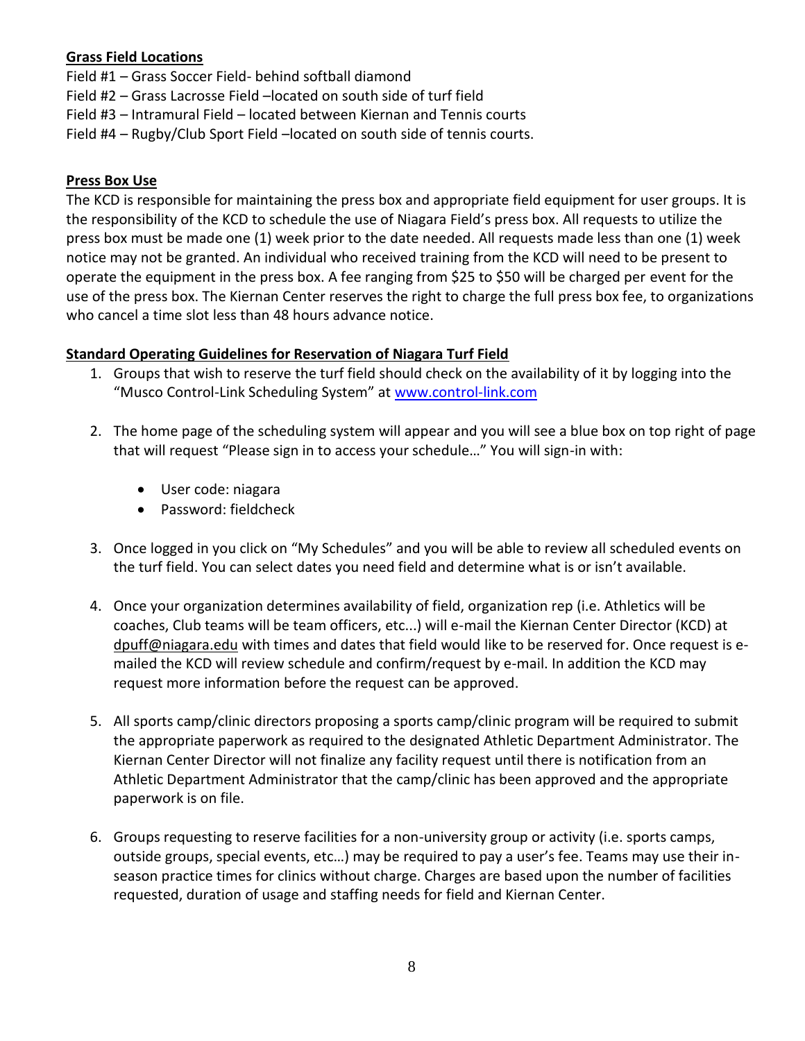**Grass Field Locations**

Field #1 – Grass Soccer Field- behind softball diamond
Field #2 – Grass Lacrosse Field –located on south side of turf field
Field #3 – Intramural Field – located between Kiernan and Tennis courts
Field #4 – Rugby/Club Sport Field –located on south side of tennis courts.

**Press Box Use**

The KCD is responsible for maintaining the press box and appropriate field equipment for user groups. It is the responsibility of the KCD to schedule the use of Niagara Field's press box. All requests to utilize the press box must be made one (1) week prior to the date needed. All requests made less than one (1) week notice may not be granted. An individual who received training from the KCD will need to be present to operate the equipment in the press box. A fee ranging from $25 to $50 will be charged per event for the use of the press box. The Kiernan Center reserves the right to charge the full press box fee, to organizations who cancel a time slot less than 48 hours advance notice.

**Standard Operating Guidelines for Reservation of Niagara Turf Field**

1. Groups that wish to reserve the turf field should check on the availability of it by logging into the "Musco Control-Link Scheduling System" at www.control-link.com

2. The home page of the scheduling system will appear and you will see a blue box on top right of page that will request "Please sign in to access your schedule…" You will sign-in with:

   - User code: niagara
   - Password: fieldcheck

3. Once logged in you click on "My Schedules" and you will be able to review all scheduled events on the turf field. You can select dates you need field and determine what is or isn't available.

4. Once your organization determines availability of field, organization rep (i.e. Athletics will be coaches, Club teams will be team officers, etc...) will e-mail the Kiernan Center Director (KCD) at dpuff@niagara.edu with times and dates that field would like to be reserved for. Once request is e-mailed the KCD will review schedule and confirm/request by e-mail. In addition the KCD may request more information before the request can be approved.

5. All sports camp/clinic directors proposing a sports camp/clinic program will be required to submit the appropriate paperwork as required to the designated Athletic Department Administrator. The Kiernan Center Director will not finalize any facility request until there is notification from an Athletic Department Administrator that the camp/clinic has been approved and the appropriate paperwork is on file.

6. Groups requesting to reserve facilities for a non-university group or activity (i.e. sports camps, outside groups, special events, etc…) may be required to pay a user's fee. Teams may use their in-season practice times for clinics without charge. Charges are based upon the number of facilities requested, duration of usage and staffing needs for field and Kiernan Center.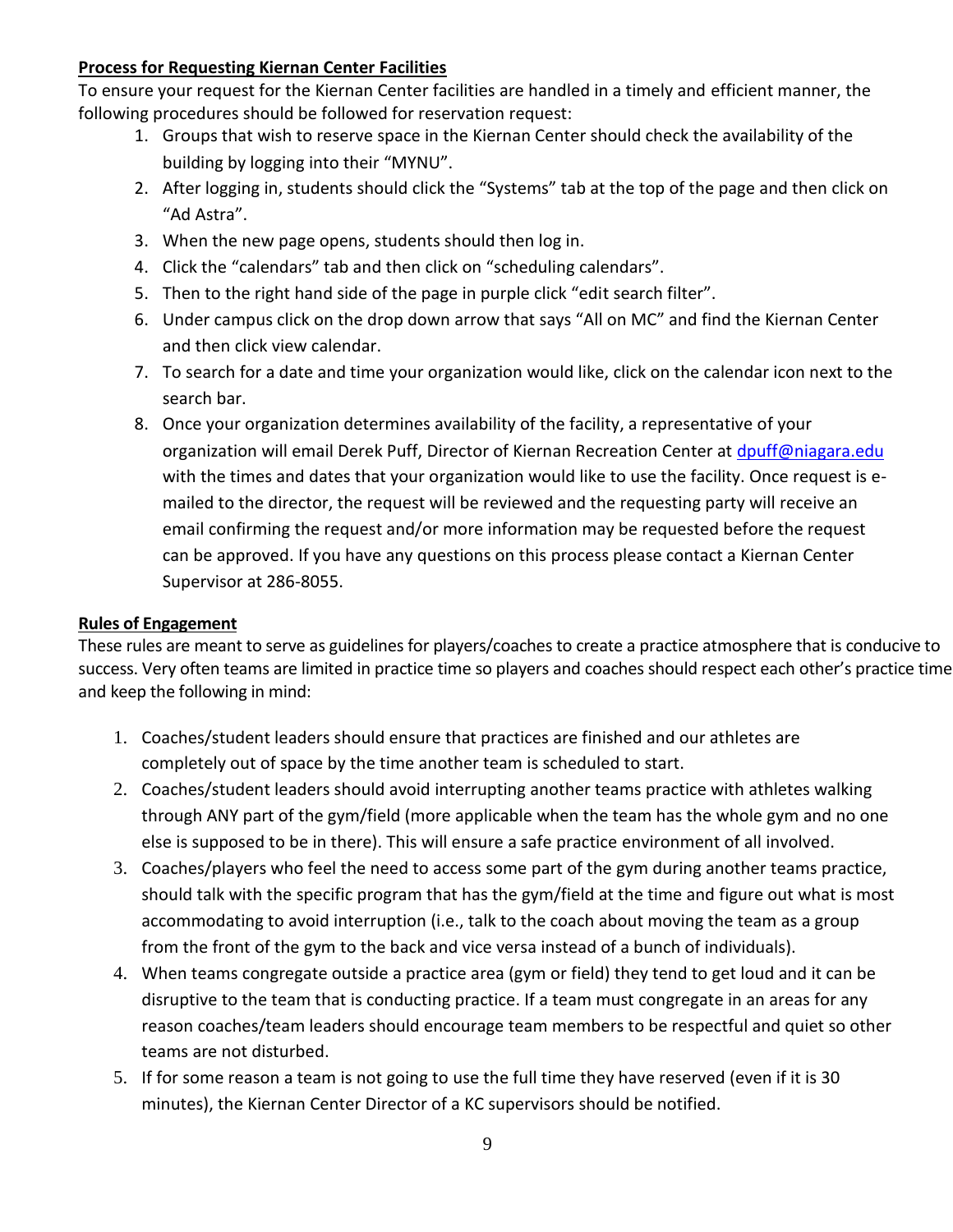**Process for Requesting Kiernan Center Facilities**

To ensure your request for the Kiernan Center facilities are handled in a timely and efficient manner, the following procedures should be followed for reservation request:

1. Groups that wish to reserve space in the Kiernan Center should check the availability of the building by logging into their "MYNU".
2. After logging in, students should click the "Systems" tab at the top of the page and then click on "Ad Astra".
3. When the new page opens, students should then log in.
4. Click the "calendars" tab and then click on "scheduling calendars".
5. Then to the right hand side of the page in purple click "edit search filter".
6. Under campus click on the drop down arrow that says "All on MC" and find the Kiernan Center and then click view calendar.
7. To search for a date and time your organization would like, click on the calendar icon next to the search bar.
8. Once your organization determines availability of the facility, a representative of your organization will email Derek Puff, Director of Kiernan Recreation Center at dpuff@niagara.edu with the times and dates that your organization would like to use the facility. Once request is e-mailed to the director, the request will be reviewed and the requesting party will receive an email confirming the request and/or more information may be requested before the request can be approved. If you have any questions on this process please contact a Kiernan Center Supervisor at 286-8055.

**Rules of Engagement**

These rules are meant to serve as guidelines for players/coaches to create a practice atmosphere that is conducive to success. Very often teams are limited in practice time so players and coaches should respect each other's practice time and keep the following in mind:

1. Coaches/student leaders should ensure that practices are finished and our athletes are completely out of space by the time another team is scheduled to start.
2. Coaches/student leaders should avoid interrupting another teams practice with athletes walking through ANY part of the gym/field (more applicable when the team has the whole gym and no one else is supposed to be in there). This will ensure a safe practice environment of all involved.
3. Coaches/players who feel the need to access some part of the gym during another teams practice, should talk with the specific program that has the gym/field at the time and figure out what is most accommodating to avoid interruption (i.e., talk to the coach about moving the team as a group from the front of the gym to the back and vice versa instead of a bunch of individuals).
4. When teams congregate outside a practice area (gym or field) they tend to get loud and it can be disruptive to the team that is conducting practice. If a team must congregate in an areas for any reason coaches/team leaders should encourage team members to be respectful and quiet so other teams are not disturbed.
5. If for some reason a team is not going to use the full time they have reserved (even if it is 30 minutes), the Kiernan Center Director of a KC supervisors should be notified.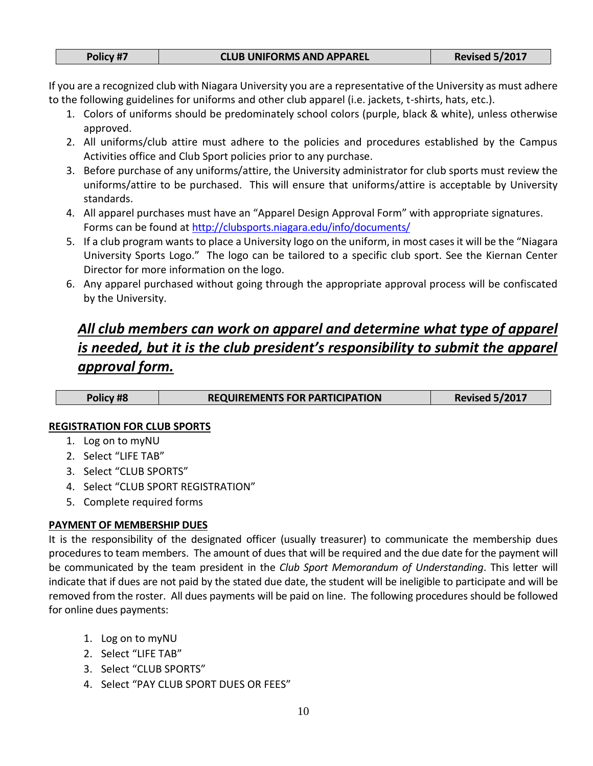| Policy #7 | CLUB UNIFORMS AND APPAREL | Revised 5/2017 |
|---|---|---|

If you are a recognized club with Niagara University you are a representative of the University as must adhere to the following guidelines for uniforms and other club apparel (i.e. jackets, t-shirts, hats, etc.).

1. Colors of uniforms should be predominately school colors (purple, black & white), unless otherwise approved.
2. All uniforms/club attire must adhere to the policies and procedures established by the Campus Activities office and Club Sport policies prior to any purchase.
3. Before purchase of any uniforms/attire, the University administrator for club sports must review the uniforms/attire to be purchased. This will ensure that uniforms/attire is acceptable by University standards.
4. All apparel purchases must have an "Apparel Design Approval Form" with appropriate signatures. Forms can be found at [http://clubsports.niagara.edu/info/documents/](http://clubsports.niagara.edu/info/documents/)
5. If a club program wants to place a University logo on the uniform, in most cases it will be the "Niagara University Sports Logo." The logo can be tailored to a specific club sport. See the Kiernan Center Director for more information on the logo.
6. Any apparel purchased without going through the appropriate approval process will be confiscated by the University.

***<u>All club members can work on apparel and determine what type of apparel is needed, but it is the club president's responsibility to submit the apparel approval form.</u>***

| Policy #8 | REQUIREMENTS FOR PARTICIPATION | Revised 5/2017 |
|---|---|---|

**<u>REGISTRATION FOR CLUB SPORTS</u>**

1. Log on to myNU
2. Select "LIFE TAB"
3. Select "CLUB SPORTS"
4. Select "CLUB SPORT REGISTRATION"
5. Complete required forms

**<u>PAYMENT OF MEMBERSHIP DUES</u>**

It is the responsibility of the designated officer (usually treasurer) to communicate the membership dues procedures to team members. The amount of dues that will be required and the due date for the payment will be communicated by the team president in the *Club Sport Memorandum of Understanding*. This letter will indicate that if dues are not paid by the stated due date, the student will be ineligible to participate and will be removed from the roster. All dues payments will be paid on line. The following procedures should be followed for online dues payments:

1. Log on to myNU
2. Select "LIFE TAB"
3. Select "CLUB SPORTS"
4. Select "PAY CLUB SPORT DUES OR FEES"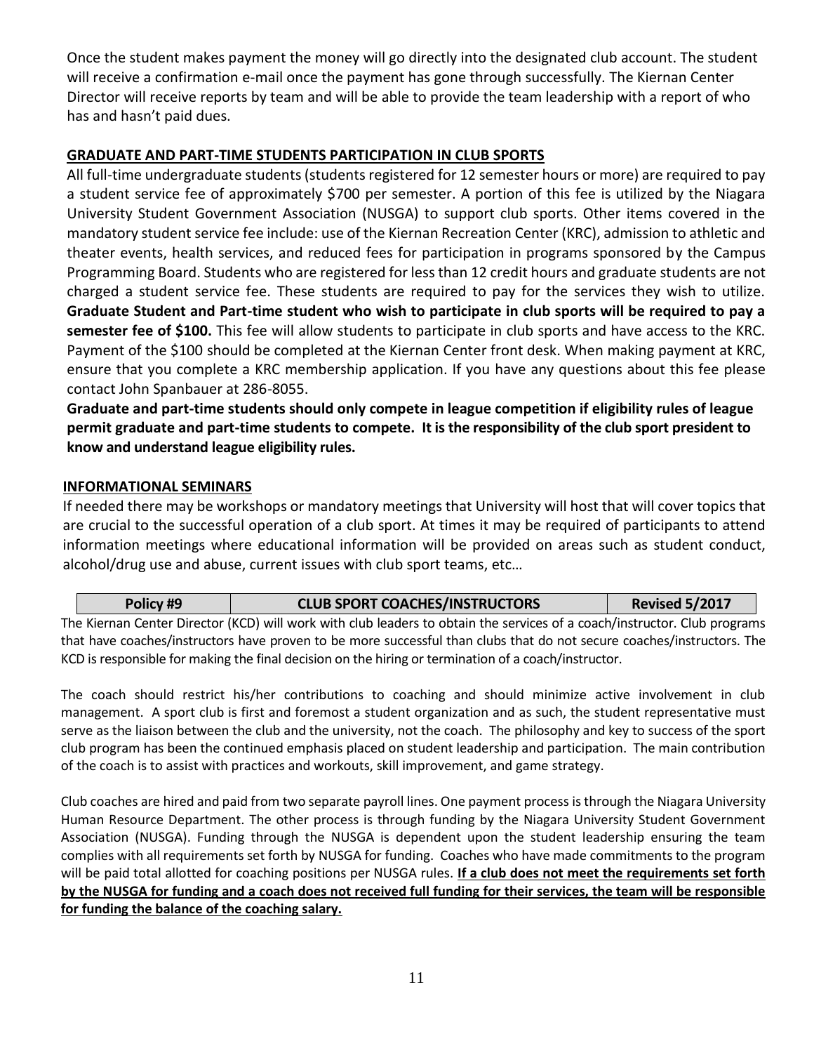Once the student makes payment the money will go directly into the designated club account. The student will receive a confirmation e-mail once the payment has gone through successfully. The Kiernan Center Director will receive reports by team and will be able to provide the team leadership with a report of who has and hasn't paid dues.

## GRADUATE AND PART-TIME STUDENTS PARTICIPATION IN CLUB SPORTS

All full-time undergraduate students (students registered for 12 semester hours or more) are required to pay a student service fee of approximately $700 per semester. A portion of this fee is utilized by the Niagara University Student Government Association (NUSGA) to support club sports. Other items covered in the mandatory student service fee include: use of the Kiernan Recreation Center (KRC), admission to athletic and theater events, health services, and reduced fees for participation in programs sponsored by the Campus Programming Board. Students who are registered for less than 12 credit hours and graduate students are not charged a student service fee. These students are required to pay for the services they wish to utilize. **Graduate Student and Part-time student who wish to participate in club sports will be required to pay a semester fee of $100.** This fee will allow students to participate in club sports and have access to the KRC. Payment of the $100 should be completed at the Kiernan Center front desk. When making payment at KRC, ensure that you complete a KRC membership application. If you have any questions about this fee please contact John Spanbauer at 286-8055.

**Graduate and part-time students should only compete in league competition if eligibility rules of league permit graduate and part-time students to compete. It is the responsibility of the club sport president to know and understand league eligibility rules.**

## INFORMATIONAL SEMINARS

If needed there may be workshops or mandatory meetings that University will host that will cover topics that are crucial to the successful operation of a club sport. At times it may be required of participants to attend information meetings where educational information will be provided on areas such as student conduct, alcohol/drug use and abuse, current issues with club sport teams, etc…

| Policy #9 | CLUB SPORT COACHES/INSTRUCTORS | Revised 5/2017 |
|---|---|---|

The Kiernan Center Director (KCD) will work with club leaders to obtain the services of a coach/instructor. Club programs that have coaches/instructors have proven to be more successful than clubs that do not secure coaches/instructors. The KCD is responsible for making the final decision on the hiring or termination of a coach/instructor.

The coach should restrict his/her contributions to coaching and should minimize active involvement in club management. A sport club is first and foremost a student organization and as such, the student representative must serve as the liaison between the club and the university, not the coach. The philosophy and key to success of the sport club program has been the continued emphasis placed on student leadership and participation. The main contribution of the coach is to assist with practices and workouts, skill improvement, and game strategy.

Club coaches are hired and paid from two separate payroll lines. One payment process is through the Niagara University Human Resource Department. The other process is through funding by the Niagara University Student Government Association (NUSGA). Funding through the NUSGA is dependent upon the student leadership ensuring the team complies with all requirements set forth by NUSGA for funding. Coaches who have made commitments to the program will be paid total allotted for coaching positions per NUSGA rules. **If a club does not meet the requirements set forth by the NUSGA for funding and a coach does not received full funding for their services, the team will be responsible for funding the balance of the coaching salary.**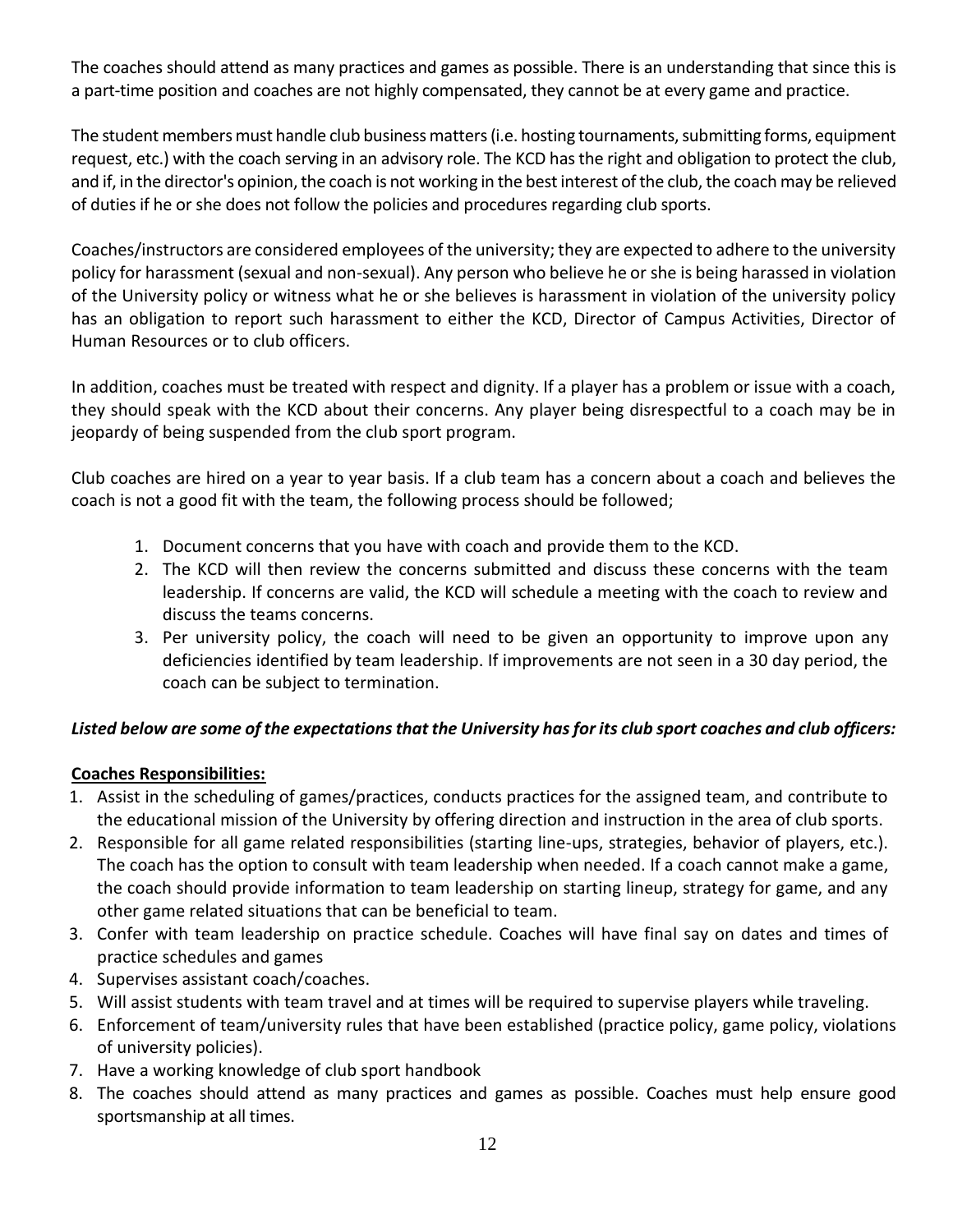The coaches should attend as many practices and games as possible. There is an understanding that since this is a part-time position and coaches are not highly compensated, they cannot be at every game and practice.

The student members must handle club business matters (i.e. hosting tournaments, submitting forms, equipment request, etc.) with the coach serving in an advisory role. The KCD has the right and obligation to protect the club, and if, in the director's opinion, the coach is not working in the best interest of the club, the coach may be relieved of duties if he or she does not follow the policies and procedures regarding club sports.

Coaches/instructors are considered employees of the university; they are expected to adhere to the university policy for harassment (sexual and non-sexual). Any person who believe he or she is being harassed in violation of the University policy or witness what he or she believes is harassment in violation of the university policy has an obligation to report such harassment to either the KCD, Director of Campus Activities, Director of Human Resources or to club officers.

In addition, coaches must be treated with respect and dignity. If a player has a problem or issue with a coach, they should speak with the KCD about their concerns. Any player being disrespectful to a coach may be in jeopardy of being suspended from the club sport program.

Club coaches are hired on a year to year basis. If a club team has a concern about a coach and believes the coach is not a good fit with the team, the following process should be followed;

1. Document concerns that you have with coach and provide them to the KCD.
2. The KCD will then review the concerns submitted and discuss these concerns with the team leadership. If concerns are valid, the KCD will schedule a meeting with the coach to review and discuss the teams concerns.
3. Per university policy, the coach will need to be given an opportunity to improve upon any deficiencies identified by team leadership. If improvements are not seen in a 30 day period, the coach can be subject to termination.

***Listed below are some of the expectations that the University has for its club sport coaches and club officers:***

**<u>Coaches Responsibilities:</u>**

1. Assist in the scheduling of games/practices, conducts practices for the assigned team, and contribute to the educational mission of the University by offering direction and instruction in the area of club sports.
2. Responsible for all game related responsibilities (starting line-ups, strategies, behavior of players, etc.). The coach has the option to consult with team leadership when needed. If a coach cannot make a game, the coach should provide information to team leadership on starting lineup, strategy for game, and any other game related situations that can be beneficial to team.
3. Confer with team leadership on practice schedule. Coaches will have final say on dates and times of practice schedules and games
4. Supervises assistant coach/coaches.
5. Will assist students with team travel and at times will be required to supervise players while traveling.
6. Enforcement of team/university rules that have been established (practice policy, game policy, violations of university policies).
7. Have a working knowledge of club sport handbook
8. The coaches should attend as many practices and games as possible. Coaches must help ensure good sportsmanship at all times.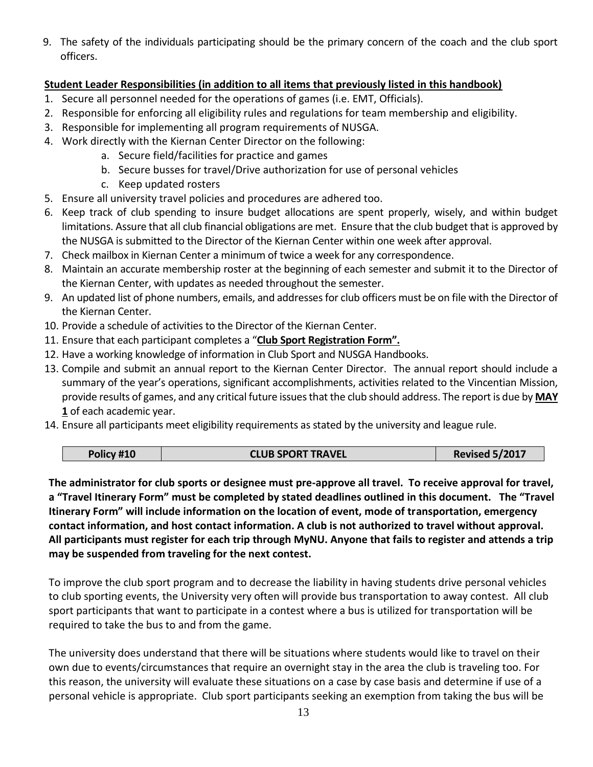9. The safety of the individuals participating should be the primary concern of the coach and the club sport officers.

**Student Leader Responsibilities (in addition to all items that previously listed in this handbook)**

1. Secure all personnel needed for the operations of games (i.e. EMT, Officials).
2. Responsible for enforcing all eligibility rules and regulations for team membership and eligibility.
3. Responsible for implementing all program requirements of NUSGA.
4. Work directly with the Kiernan Center Director on the following:
    a. Secure field/facilities for practice and games
    b. Secure busses for travel/Drive authorization for use of personal vehicles
    c. Keep updated rosters
5. Ensure all university travel policies and procedures are adhered too.
6. Keep track of club spending to insure budget allocations are spent properly, wisely, and within budget limitations. Assure that all club financial obligations are met. Ensure that the club budget that is approved by the NUSGA is submitted to the Director of the Kiernan Center within one week after approval.
7. Check mailbox in Kiernan Center a minimum of twice a week for any correspondence.
8. Maintain an accurate membership roster at the beginning of each semester and submit it to the Director of the Kiernan Center, with updates as needed throughout the semester.
9. An updated list of phone numbers, emails, and addresses for club officers must be on file with the Director of the Kiernan Center.
10. Provide a schedule of activities to the Director of the Kiernan Center.
11. Ensure that each participant completes a "**Club Sport Registration Form".**
12. Have a working knowledge of information in Club Sport and NUSGA Handbooks.
13. Compile and submit an annual report to the Kiernan Center Director. The annual report should include a summary of the year's operations, significant accomplishments, activities related to the Vincentian Mission, provide results of games, and any critical future issues that the club should address. The report is due by **MAY 1** of each academic year.
14. Ensure all participants meet eligibility requirements as stated by the university and league rule.

| Policy #10 | CLUB SPORT TRAVEL | Revised 5/2017 |
|---|---|---|

**The administrator for club sports or designee must pre-approve all travel. To receive approval for travel, a "Travel Itinerary Form" must be completed by stated deadlines outlined in this document. The "Travel Itinerary Form" will include information on the location of event, mode of transportation, emergency contact information, and host contact information. A club is not authorized to travel without approval. All participants must register for each trip through MyNU. Anyone that fails to register and attends a trip may be suspended from traveling for the next contest.**

To improve the club sport program and to decrease the liability in having students drive personal vehicles to club sporting events, the University very often will provide bus transportation to away contest. All club sport participants that want to participate in a contest where a bus is utilized for transportation will be required to take the bus to and from the game.

The university does understand that there will be situations where students would like to travel on their own due to events/circumstances that require an overnight stay in the area the club is traveling too. For this reason, the university will evaluate these situations on a case by case basis and determine if use of a personal vehicle is appropriate. Club sport participants seeking an exemption from taking the bus will be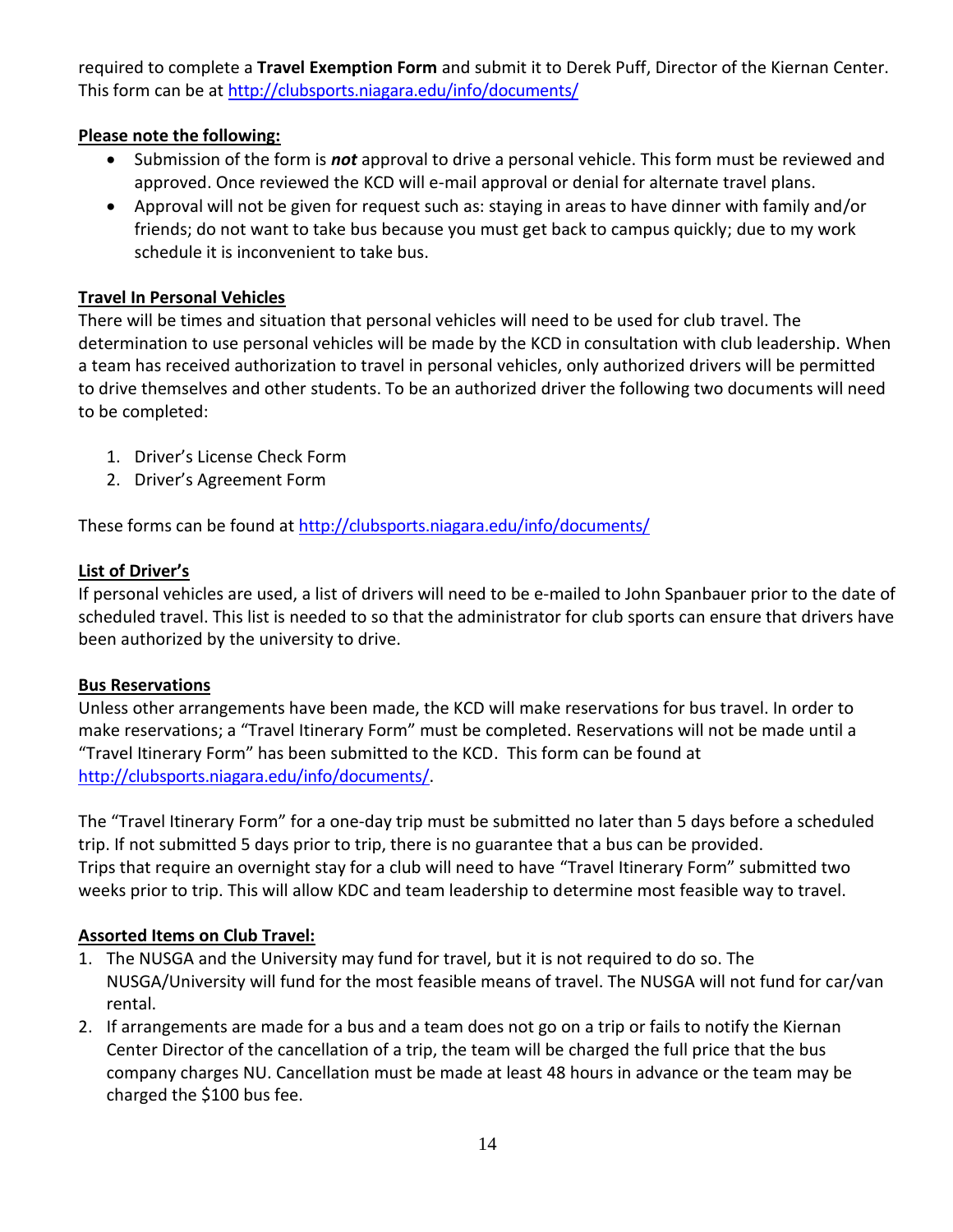required to complete a **Travel Exemption Form** and submit it to Derek Puff, Director of the Kiernan Center. This form can be at http://clubsports.niagara.edu/info/documents/

**Please note the following:**

- Submission of the form is ***not*** approval to drive a personal vehicle. This form must be reviewed and approved. Once reviewed the KCD will e-mail approval or denial for alternate travel plans.
- Approval will not be given for request such as: staying in areas to have dinner with family and/or friends; do not want to take bus because you must get back to campus quickly; due to my work schedule it is inconvenient to take bus.

**Travel In Personal Vehicles**

There will be times and situation that personal vehicles will need to be used for club travel. The determination to use personal vehicles will be made by the KCD in consultation with club leadership. When a team has received authorization to travel in personal vehicles, only authorized drivers will be permitted to drive themselves and other students. To be an authorized driver the following two documents will need to be completed:

1. Driver's License Check Form
2. Driver's Agreement Form

These forms can be found at http://clubsports.niagara.edu/info/documents/

**List of Driver's**

If personal vehicles are used, a list of drivers will need to be e-mailed to John Spanbauer prior to the date of scheduled travel. This list is needed to so that the administrator for club sports can ensure that drivers have been authorized by the university to drive.

**Bus Reservations**

Unless other arrangements have been made, the KCD will make reservations for bus travel. In order to make reservations; a "Travel Itinerary Form" must be completed. Reservations will not be made until a "Travel Itinerary Form" has been submitted to the KCD. This form can be found at http://clubsports.niagara.edu/info/documents/.

The "Travel Itinerary Form" for a one-day trip must be submitted no later than 5 days before a scheduled trip. If not submitted 5 days prior to trip, there is no guarantee that a bus can be provided. Trips that require an overnight stay for a club will need to have "Travel Itinerary Form" submitted two weeks prior to trip. This will allow KDC and team leadership to determine most feasible way to travel.

**Assorted Items on Club Travel:**

1. The NUSGA and the University may fund for travel, but it is not required to do so. The NUSGA/University will fund for the most feasible means of travel. The NUSGA will not fund for car/van rental.
2. If arrangements are made for a bus and a team does not go on a trip or fails to notify the Kiernan Center Director of the cancellation of a trip, the team will be charged the full price that the bus company charges NU. Cancellation must be made at least 48 hours in advance or the team may be charged the $100 bus fee.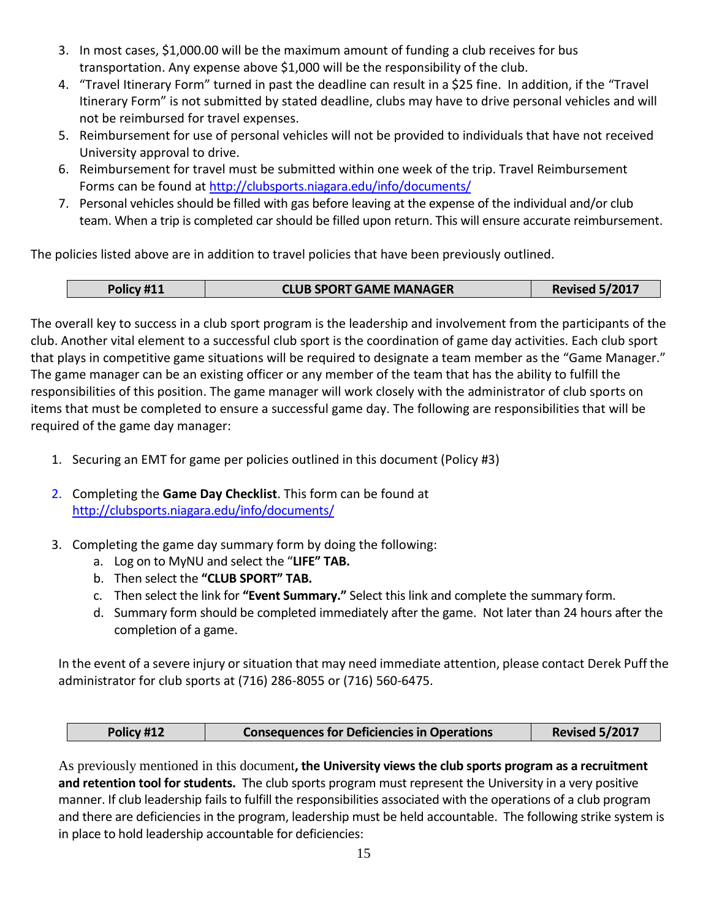3. In most cases, $1,000.00 will be the maximum amount of funding a club receives for bus transportation. Any expense above $1,000 will be the responsibility of the club.
4. "Travel Itinerary Form" turned in past the deadline can result in a $25 fine. In addition, if the "Travel Itinerary Form" is not submitted by stated deadline, clubs may have to drive personal vehicles and will not be reimbursed for travel expenses.
5. Reimbursement for use of personal vehicles will not be provided to individuals that have not received University approval to drive.
6. Reimbursement for travel must be submitted within one week of the trip. Travel Reimbursement Forms can be found at http://clubsports.niagara.edu/info/documents/
7. Personal vehicles should be filled with gas before leaving at the expense of the individual and/or club team. When a trip is completed car should be filled upon return. This will ensure accurate reimbursement.

The policies listed above are in addition to travel policies that have been previously outlined.

| Policy #11 | CLUB SPORT GAME MANAGER | Revised 5/2017 |
|---|---|---|

The overall key to success in a club sport program is the leadership and involvement from the participants of the club. Another vital element to a successful club sport is the coordination of game day activities. Each club sport that plays in competitive game situations will be required to designate a team member as the "Game Manager." The game manager can be an existing officer or any member of the team that has the ability to fulfill the responsibilities of this position. The game manager will work closely with the administrator of club sports on items that must be completed to ensure a successful game day. The following are responsibilities that will be required of the game day manager:

1. Securing an EMT for game per policies outlined in this document (Policy #3)
2. Completing the **Game Day Checklist**. This form can be found at http://clubsports.niagara.edu/info/documents/
3. Completing the game day summary form by doing the following:
   a. Log on to MyNU and select the "**LIFE" TAB.**
   b. Then select the **"CLUB SPORT" TAB.**
   c. Then select the link for **"Event Summary."** Select this link and complete the summary form.
   d. Summary form should be completed immediately after the game. Not later than 24 hours after the completion of a game.

In the event of a severe injury or situation that may need immediate attention, please contact Derek Puff the administrator for club sports at (716) 286-8055 or (716) 560-6475.

| Policy #12 | Consequences for Deficiencies in Operations | Revised 5/2017 |
|---|---|---|

As previously mentioned in this document**, the University views the club sports program as a recruitment and retention tool for students.** The club sports program must represent the University in a very positive manner. If club leadership fails to fulfill the responsibilities associated with the operations of a club program and there are deficiencies in the program, leadership must be held accountable. The following strike system is in place to hold leadership accountable for deficiencies: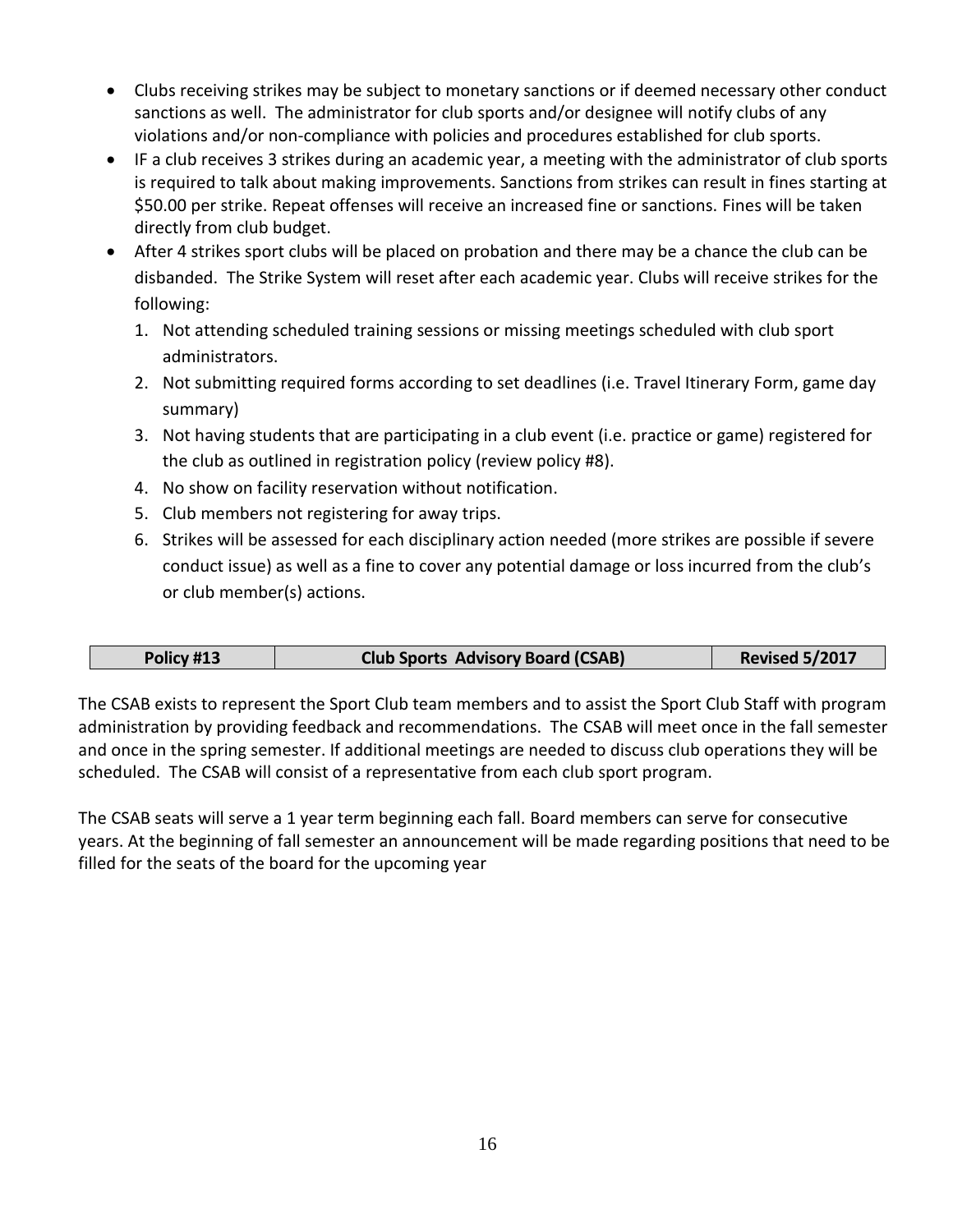- Clubs receiving strikes may be subject to monetary sanctions or if deemed necessary other conduct sanctions as well. The administrator for club sports and/or designee will notify clubs of any violations and/or non-compliance with policies and procedures established for club sports.
- IF a club receives 3 strikes during an academic year, a meeting with the administrator of club sports is required to talk about making improvements. Sanctions from strikes can result in fines starting at $50.00 per strike. Repeat offenses will receive an increased fine or sanctions. Fines will be taken directly from club budget.
- After 4 strikes sport clubs will be placed on probation and there may be a chance the club can be disbanded. The Strike System will reset after each academic year. Clubs will receive strikes for the following:
  1. Not attending scheduled training sessions or missing meetings scheduled with club sport administrators.
  2. Not submitting required forms according to set deadlines (i.e. Travel Itinerary Form, game day summary)
  3. Not having students that are participating in a club event (i.e. practice or game) registered for the club as outlined in registration policy (review policy #8).
  4. No show on facility reservation without notification.
  5. Club members not registering for away trips.
  6. Strikes will be assessed for each disciplinary action needed (more strikes are possible if severe conduct issue) as well as a fine to cover any potential damage or loss incurred from the club's or club member(s) actions.

| Policy #13 | Club Sports Advisory Board (CSAB) | Revised 5/2017 |
|---|---|---|

The CSAB exists to represent the Sport Club team members and to assist the Sport Club Staff with program administration by providing feedback and recommendations. The CSAB will meet once in the fall semester and once in the spring semester. If additional meetings are needed to discuss club operations they will be scheduled. The CSAB will consist of a representative from each club sport program.

The CSAB seats will serve a 1 year term beginning each fall. Board members can serve for consecutive years. At the beginning of fall semester an announcement will be made regarding positions that need to be filled for the seats of the board for the upcoming year